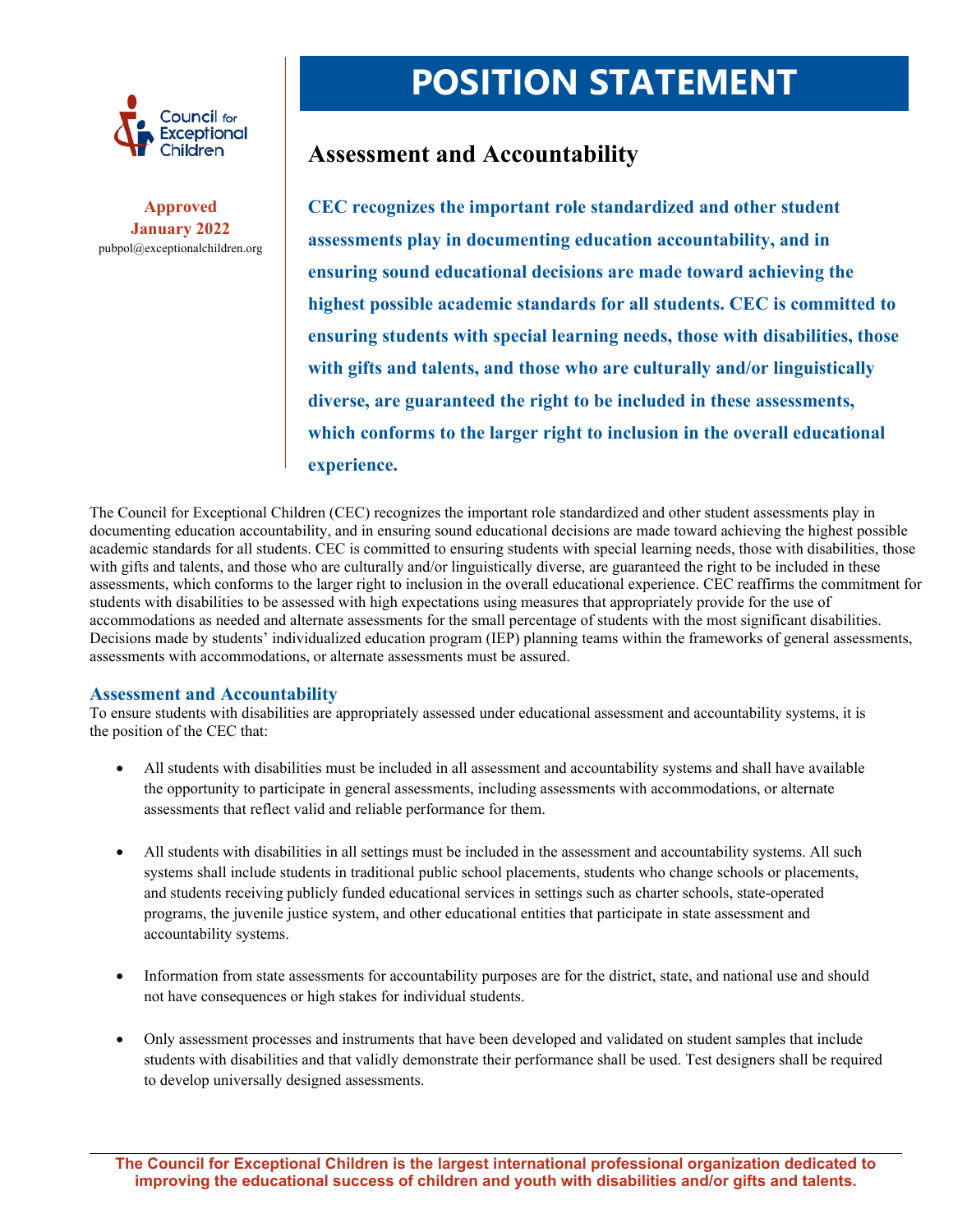Council for Exceptional Children

**Approved January 2022**
pubpol@exceptionalchildren.org

# POSITION STATEMENT

## Assessment and Accountability

**CEC recognizes the important role standardized and other student assessments play in documenting education accountability, and in ensuring sound educational decisions are made toward achieving the highest possible academic standards for all students. CEC is committed to ensuring students with special learning needs, those with disabilities, those with gifts and talents, and those who are culturally and/or linguistically diverse, are guaranteed the right to be included in these assessments, which conforms to the larger right to inclusion in the overall educational experience.**

The Council for Exceptional Children (CEC) recognizes the important role standardized and other student assessments play in documenting education accountability, and in ensuring sound educational decisions are made toward achieving the highest possible academic standards for all students. CEC is committed to ensuring students with special learning needs, those with disabilities, those with gifts and talents, and those who are culturally and/or linguistically diverse, are guaranteed the right to be included in these assessments, which conforms to the larger right to inclusion in the overall educational experience. CEC reaffirms the commitment for students with disabilities to be assessed with high expectations using measures that appropriately provide for the use of accommodations as needed and alternate assessments for the small percentage of students with the most significant disabilities. Decisions made by students' individualized education program (IEP) planning teams within the frameworks of general assessments, assessments with accommodations, or alternate assessments must be assured.

### Assessment and Accountability

To ensure students with disabilities are appropriately assessed under educational assessment and accountability systems, it is the position of the CEC that:

- All students with disabilities must be included in all assessment and accountability systems and shall have available the opportunity to participate in general assessments, including assessments with accommodations, or alternate assessments that reflect valid and reliable performance for them.

- All students with disabilities in all settings must be included in the assessment and accountability systems. All such systems shall include students in traditional public school placements, students who change schools or placements, and students receiving publicly funded educational services in settings such as charter schools, state-operated programs, the juvenile justice system, and other educational entities that participate in state assessment and accountability systems.

- Information from state assessments for accountability purposes are for the district, state, and national use and should not have consequences or high stakes for individual students.

- Only assessment processes and instruments that have been developed and validated on student samples that include students with disabilities and that validly demonstrate their performance shall be used. Test designers shall be required to develop universally designed assessments.

**The Council for Exceptional Children is the largest international professional organization dedicated to improving the educational success of children and youth with disabilities and/or gifts and talents.**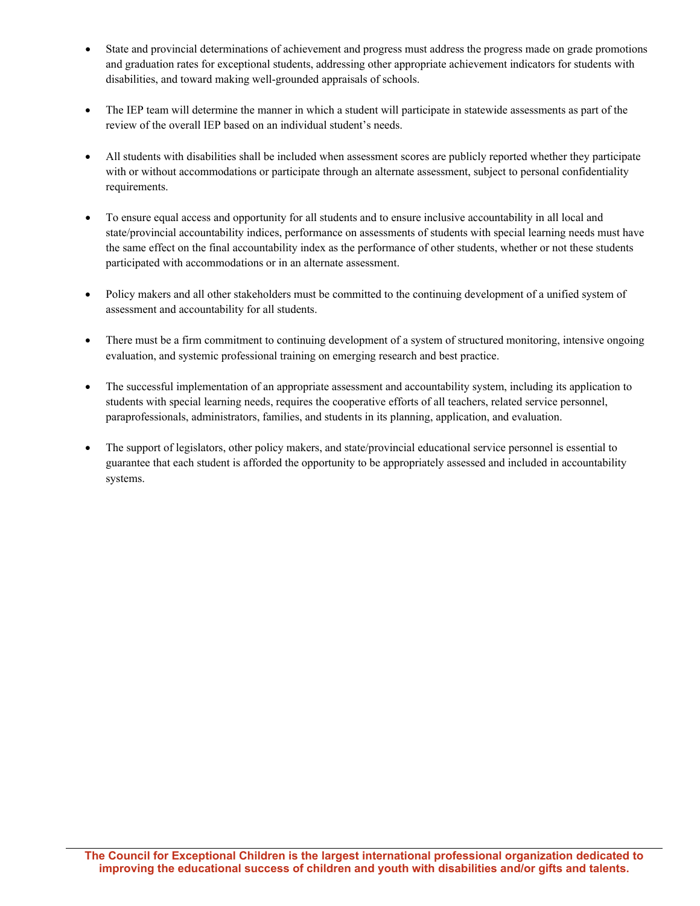- State and provincial determinations of achievement and progress must address the progress made on grade promotions and graduation rates for exceptional students, addressing other appropriate achievement indicators for students with disabilities, and toward making well-grounded appraisals of schools.

- The IEP team will determine the manner in which a student will participate in statewide assessments as part of the review of the overall IEP based on an individual student's needs.

- All students with disabilities shall be included when assessment scores are publicly reported whether they participate with or without accommodations or participate through an alternate assessment, subject to personal confidentiality requirements.

- To ensure equal access and opportunity for all students and to ensure inclusive accountability in all local and state/provincial accountability indices, performance on assessments of students with special learning needs must have the same effect on the final accountability index as the performance of other students, whether or not these students participated with accommodations or in an alternate assessment.

- Policy makers and all other stakeholders must be committed to the continuing development of a unified system of assessment and accountability for all students.

- There must be a firm commitment to continuing development of a system of structured monitoring, intensive ongoing evaluation, and systemic professional training on emerging research and best practice.

- The successful implementation of an appropriate assessment and accountability system, including its application to students with special learning needs, requires the cooperative efforts of all teachers, related service personnel, paraprofessionals, administrators, families, and students in its planning, application, and evaluation.

- The support of legislators, other policy makers, and state/provincial educational service personnel is essential to guarantee that each student is afforded the opportunity to be appropriately assessed and included in accountability systems.